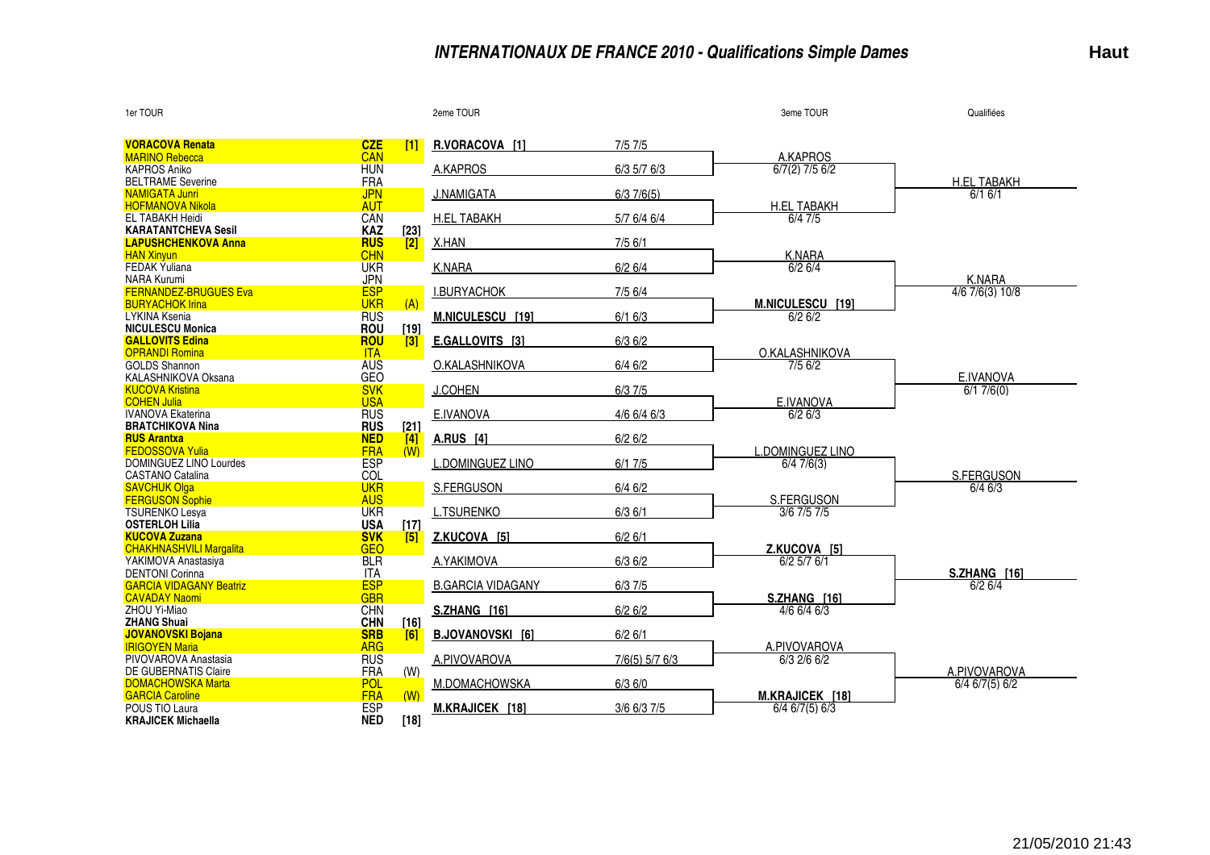# INTERNATIONAUX DE FRANCE 2010 - Qualifications Simple Dames

**Haut**

## 1er TOUR

| Joueuse | Pays | Tête de série / Statut |
|---|---|---|
| **VORACOVA Renata** | **CZE** | **[1]** |
| MARINO Rebecca | CAN | |
| KAPROS Aniko | HUN | |
| BELTRAME Severine | FRA | |
| NAMIGATA Junri | JPN | |
| HOFMANOVA Nikola | AUT | |
| EL TABAKH Heidi | CAN | |
| **KARATANTCHEVA Sesil** | **KAZ** | **[23]** |
| **LAPUSHCHENKOVA Anna** | **RUS** | **[2]** |
| HAN Xinyun | CHN | |
| FEDAK Yuliana | UKR | |
| NARA Kurumi | JPN | |
| FERNANDEZ-BRUGUES Eva | ESP | |
| BURYACHOK Irina | UKR | (A) |
| LYKINA Ksenia | RUS | |
| **NICULESCU Monica** | **ROU** | **[19]** |
| **GALLOVITS Edina** | **ROU** | **[3]** |
| OPRANDI Romina | ITA | |
| GOLDS Shannon | AUS | |
| KALASHNIKOVA Oksana | GEO | |
| KUCOVA Kristina | SVK | |
| COHEN Julia | USA | |
| IVANOVA Ekaterina | RUS | |
| **BRATCHIKOVA Nina** | **RUS** | **[21]** |
| **RUS Arantxa** | **NED** | **[4]** |
| FEDOSSOVA Yulia | FRA | (W) |
| DOMINGUEZ LINO Lourdes | ESP | |
| CASTANO Catalina | COL | |
| SAVCHUK Olga | UKR | |
| FERGUSON Sophie | AUS | |
| TSURENKO Lesya | UKR | |
| **OSTERLOH Lilia** | **USA** | **[17]** |
| **KUCOVA Zuzana** | **SVK** | **[5]** |
| CHAKHNASHVILI Margalita | GEO | |
| YAKIMOVA Anastasiya | BLR | |
| DENTONI Corinna | ITA | |
| GARCIA VIDAGANY Beatriz | ESP | |
| CAVADAY Naomi | GBR | |
| ZHOU Yi-Miao | CHN | |
| **ZHANG Shuai** | **CHN** | **[16]** |
| **JOVANOVSKI Bojana** | **SRB** | **[6]** |
| IRIGOYEN Maria | ARG | |
| PIVOVAROVA Anastasia | RUS | |
| DE GUBERNATIS Claire | FRA | (W) |
| DOMACHOWSKA Marta | POL | |
| GARCIA Caroline | FRA | (W) |
| POUS TIO Laura | ESP | |
| **KRAJICEK Michaella** | **NED** | **[18]** |

## 2eme TOUR

| Gagnante | Score |
|---|---|
| **R.VORACOVA [1]** | 7/5 7/5 |
| A.KAPROS | 6/3 5/7 6/3 |
| J.NAMIGATA | 6/3 7/6(5) |
| H.EL TABAKH | 5/7 6/4 6/4 |
| X.HAN | 7/5 6/1 |
| K.NARA | 6/2 6/4 |
| I.BURYACHOK | 7/5 6/4 |
| **M.NICULESCU [19]** | 6/1 6/3 |
| **E.GALLOVITS [3]** | 6/3 6/2 |
| O.KALASHNIKOVA | 6/4 6/2 |
| J.COHEN | 6/3 7/5 |
| E.IVANOVA | 4/6 6/4 6/3 |
| **A.RUS [4]** | 6/2 6/2 |
| L.DOMINGUEZ LINO | 6/1 7/5 |
| S.FERGUSON | 6/4 6/2 |
| L.TSURENKO | 6/3 6/1 |
| **Z.KUCOVA [5]** | 6/2 6/1 |
| A.YAKIMOVA | 6/3 6/2 |
| B.GARCIA VIDAGANY | 6/3 7/5 |
| **S.ZHANG [16]** | 6/2 6/2 |
| **B.JOVANOVSKI [6]** | 6/2 6/1 |
| A.PIVOVAROVA | 7/6(5) 5/7 6/3 |
| M.DOMACHOWSKA | 6/3 6/0 |
| **M.KRAJICEK [18]** | 3/6 6/3 7/5 |

## 3eme TOUR

| Gagnante | Score |
|---|---|
| A.KAPROS | 6/7(2) 7/5 6/2 |
| H.EL TABAKH | 6/4 7/5 |
| K.NARA | 6/2 6/4 |
| **M.NICULESCU [19]** | 6/2 6/2 |
| O.KALASHNIKOVA | 7/5 6/2 |
| E.IVANOVA | 6/2 6/3 |
| L.DOMINGUEZ LINO | 6/4 7/6(3) |
| S.FERGUSON | 3/6 7/5 7/5 |
| **Z.KUCOVA [5]** | 6/2 5/7 6/1 |
| **S.ZHANG [16]** | 4/6 6/4 6/3 |
| A.PIVOVAROVA | 6/3 2/6 6/2 |
| **M.KRAJICEK [18]** | 6/4 6/7(5) 6/3 |

## Qualifiées

| Qualifiée | Score |
|---|---|
| H.EL TABAKH | 6/1 6/1 |
| K.NARA | 4/6 7/6(3) 10/8 |
| E.IVANOVA | 6/1 7/6(0) |
| S.FERGUSON | 6/4 6/3 |
| **S.ZHANG [16]** | 6/2 6/4 |
| A.PIVOVAROVA | 6/4 6/7(5) 6/2 |

21/05/2010 21:43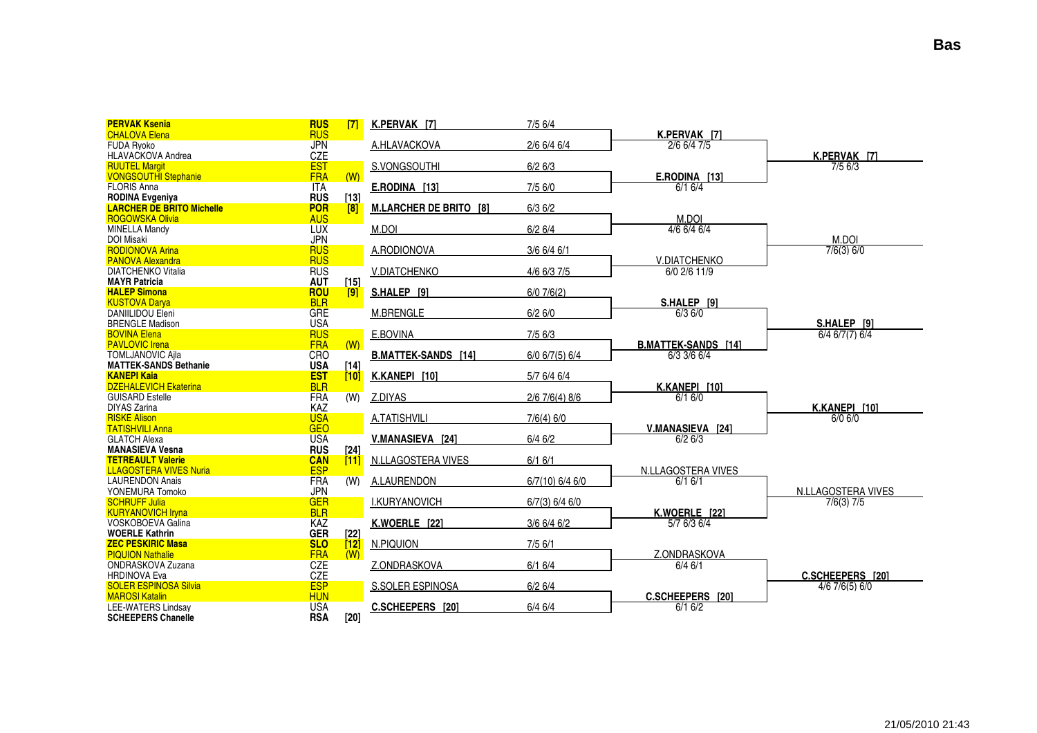**Bas**

| Player | Nat | Seed | Round 2 | Score | Round 3 | Score | Round 4 | Score |
|---|---|---|---|---|---|---|---|---|
| **PERVAK Ksenia** | **RUS** | **[7]** | **K.PERVAK [7]** | 7/5 6/4 | **K.PERVAK [7]** | 2/6 6/4 7/5 | **K.PERVAK [7]** | 7/5 6/3 |
| CHALOVA Elena | RUS | | | | | | | |
| FUDA Ryoko | JPN | | A.HLAVACKOVA | 2/6 6/4 6/4 | | | | |
| HLAVACKOVA Andrea | CZE | | | | | | | |
| RUUTEL Margit | EST | | S.VONGSOUTHI | 6/2 6/3 | **E.RODINA [13]** | 6/1 6/4 | | |
| VONGSOUTHI Stephanie | FRA | (W) | | | | | | |
| FLORIS Anna | ITA | | **E.RODINA [13]** | 7/5 6/0 | | | | |
| **RODINA Evgeniya** | **RUS** | **[13]** | | | | | | |
| **LARCHER DE BRITO Michelle** | **POR** | **[8]** | **M.LARCHER DE BRITO [8]** | 6/3 6/2 | M.DOI | 4/6 6/4 6/4 | M.DOI | 7/6(3) 6/0 |
| ROGOWSKA Olivia | AUS | | | | | | | |
| MINELLA Mandy | LUX | | M.DOI | 6/2 6/4 | | | | |
| DOI Misaki | JPN | | | | | | | |
| RODIONOVA Arina | RUS | | A.RODIONOVA | 3/6 6/4 6/1 | V.DIATCHENKO | 6/0 2/6 11/9 | | |
| PANOVA Alexandra | RUS | | | | | | | |
| DIATCHENKO Vitalia | RUS | | V.DIATCHENKO | 4/6 6/3 7/5 | | | | |
| **MAYR Patricia** | **AUT** | **[15]** | | | | | | |
| **HALEP Simona** | **ROU** | **[9]** | **S.HALEP [9]** | 6/0 7/6(2) | **S.HALEP [9]** | 6/3 6/0 | **S.HALEP [9]** | 6/4 6/7(7) 6/4 |
| KUSTOVA Darya | BLR | | | | | | | |
| DANIILIDOU Eleni | GRE | | M.BRENGLE | 6/2 6/0 | | | | |
| BRENGLE Madison | USA | | | | | | | |
| BOVINA Elena | RUS | | E.BOVINA | 7/5 6/3 | **B.MATTEK-SANDS [14]** | 6/3 3/6 6/4 | | |
| PAVLOVIC Irena | FRA | (W) | | | | | | |
| TOMLJANOVIC Ajla | CRO | | **B.MATTEK-SANDS [14]** | 6/0 6/7(5) 6/4 | | | | |
| **MATTEK-SANDS Bethanie** | **USA** | **[14]** | | | | | | |
| **KANEPI Kaia** | **EST** | **[10]** | **K.KANEPI [10]** | 5/7 6/4 6/4 | **K.KANEPI [10]** | 6/1 6/0 | **K.KANEPI [10]** | 6/0 6/0 |
| DZEHALEVICH Ekaterina | BLR | | | | | | | |
| GUISARD Estelle | FRA | (W) | Z.DIYAS | 2/6 7/6(4) 8/6 | | | | |
| DIYAS Zarina | KAZ | | | | | | | |
| RISKE Alison | USA | | A.TATISHVILI | 7/6(4) 6/0 | **V.MANASIEVA [24]** | 6/2 6/3 | | |
| TATISHVILI Anna | GEO | | | | | | | |
| GLATCH Alexa | USA | | **V.MANASIEVA [24]** | 6/4 6/2 | | | | |
| **MANASIEVA Vesna** | **RUS** | **[24]** | | | | | | |
| **TETREAULT Valerie** | **CAN** | **[11]** | N.LLAGOSTERA VIVES | 6/1 6/1 | N.LLAGOSTERA VIVES | 6/1 6/1 | N.LLAGOSTERA VIVES | 7/6(3) 7/5 |
| LLAGOSTERA VIVES Nuria | ESP | | | | | | | |
| LAURENDON Anais | FRA | (W) | A.LAURENDON | 6/7(10) 6/4 6/0 | | | | |
| YONEMURA Tomoko | JPN | | | | | | | |
| SCHRUFF Julia | GER | | I.KURYANOVICH | 6/7(3) 6/4 6/0 | **K.WOERLE [22]** | 5/7 6/3 6/4 | | |
| KURYANOVICH Iryna | BLR | | | | | | | |
| VOSKOBOEVA Galina | KAZ | | **K.WOERLE [22]** | 3/6 6/4 6/2 | | | | |
| **WOERLE Kathrin** | **GER** | **[22]** | | | | | | |
| **ZEC PESKIRIC Masa** | **SLO** | **[12]** | N.PIQUION | 7/5 6/1 | Z.ONDRASKOVA | 6/4 6/1 | **C.SCHEEPERS [20]** | 4/6 7/6(5) 6/0 |
| PIQUION Nathalie | FRA | (W) | | | | | | |
| ONDRASKOVA Zuzana | CZE | | Z.ONDRASKOVA | 6/1 6/4 | | | | |
| HRDINOVA Eva | CZE | | | | | | | |
| SOLER ESPINOSA Silvia | ESP | | S.SOLER ESPINOSA | 6/2 6/4 | **C.SCHEEPERS [20]** | 6/1 6/2 | | |
| MAROSI Katalin | HUN | | | | | | | |
| LEE-WATERS Lindsay | USA | | **C.SCHEEPERS [20]** | 6/4 6/4 | | | | |
| **SCHEEPERS Chanelle** | **RSA** | **[20]** | | | | | | |

21/05/2010 21:43